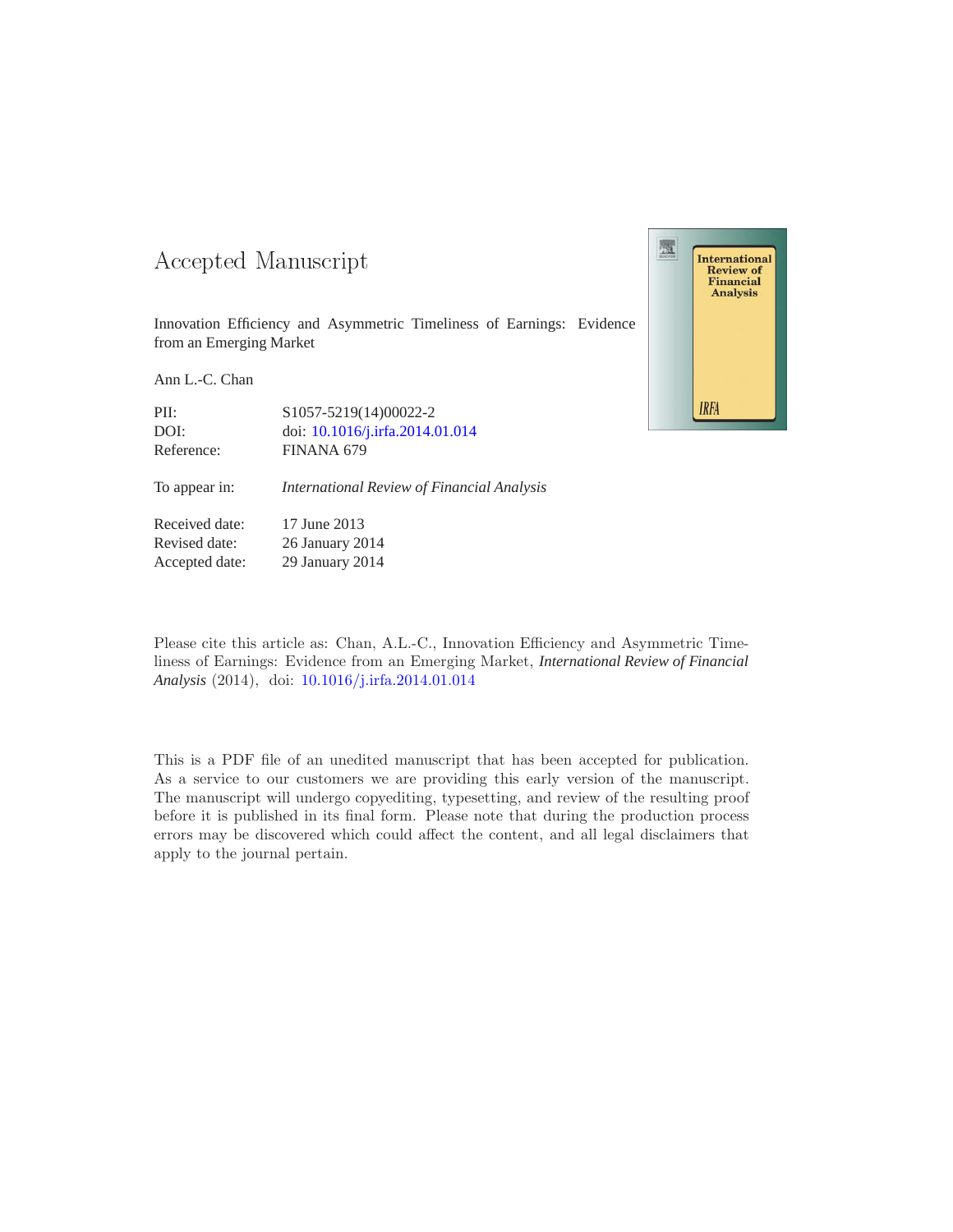# Accepted Manuscript

Innovation Efficiency and Asymmetric Timeliness of Earnings: Evidence from an Emerging Market

Ann L.-C. Chan

| | |
|---|---|
| PII: | S1057-5219(14)00022-2 |
| DOI: | doi: 10.1016/j.irfa.2014.01.014 |
| Reference: | FINANA 679 |
| To appear in: | *International Review of Financial Analysis* |
| Received date: | 17 June 2013 |
| Revised date: | 26 January 2014 |
| Accepted date: | 29 January 2014 |

Please cite this article as: Chan, A.L.-C., Innovation Efficiency and Asymmetric Timeliness of Earnings: Evidence from an Emerging Market, *International Review of Financial Analysis* (2014), doi: 10.1016/j.irfa.2014.01.014

This is a PDF file of an unedited manuscript that has been accepted for publication. As a service to our customers we are providing this early version of the manuscript. The manuscript will undergo copyediting, typesetting, and review of the resulting proof before it is published in its final form. Please note that during the production process errors may be discovered which could affect the content, and all legal disclaimers that apply to the journal pertain.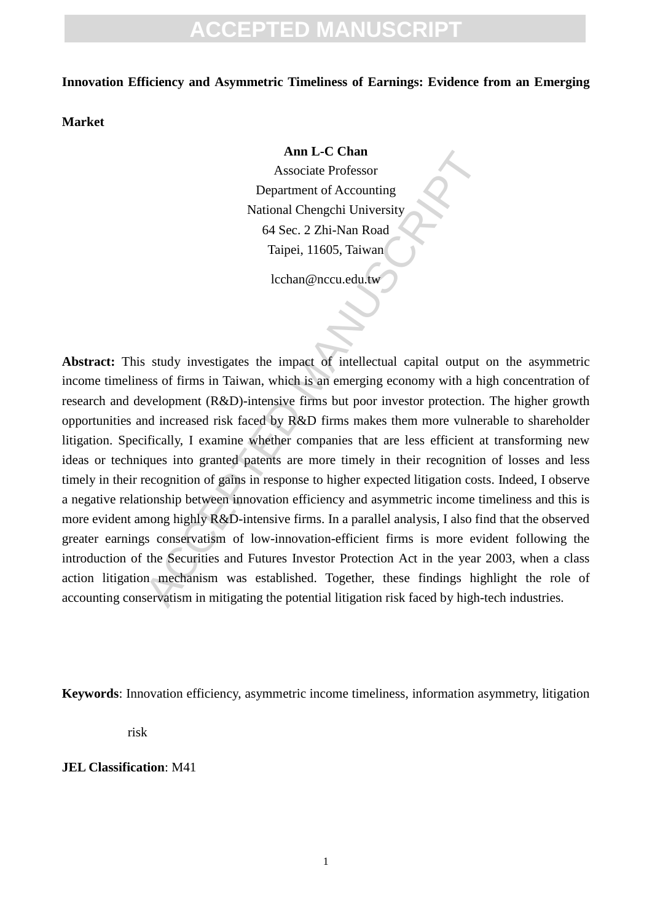**Innovation Efficiency and Asymmetric Timeliness of Earnings: Evidence from an Emerging Market**

**Ann L-C Chan**
Associate Professor
Department of Accounting
National Chengchi University
64 Sec. 2 Zhi-Nan Road
Taipei, 11605, Taiwan

lcchan@nccu.edu.tw

**Abstract:** This study investigates the impact of intellectual capital output on the asymmetric income timeliness of firms in Taiwan, which is an emerging economy with a high concentration of research and development (R&D)-intensive firms but poor investor protection. The higher growth opportunities and increased risk faced by R&D firms makes them more vulnerable to shareholder litigation. Specifically, I examine whether companies that are less efficient at transforming new ideas or techniques into granted patents are more timely in their recognition of losses and less timely in their recognition of gains in response to higher expected litigation costs. Indeed, I observe a negative relationship between innovation efficiency and asymmetric income timeliness and this is more evident among highly R&D-intensive firms. In a parallel analysis, I also find that the observed greater earnings conservatism of low-innovation-efficient firms is more evident following the introduction of the Securities and Futures Investor Protection Act in the year 2003, when a class action litigation mechanism was established. Together, these findings highlight the role of accounting conservatism in mitigating the potential litigation risk faced by high-tech industries.

**Keywords**: Innovation efficiency, asymmetric income timeliness, information asymmetry, litigation risk

**JEL Classification**: M41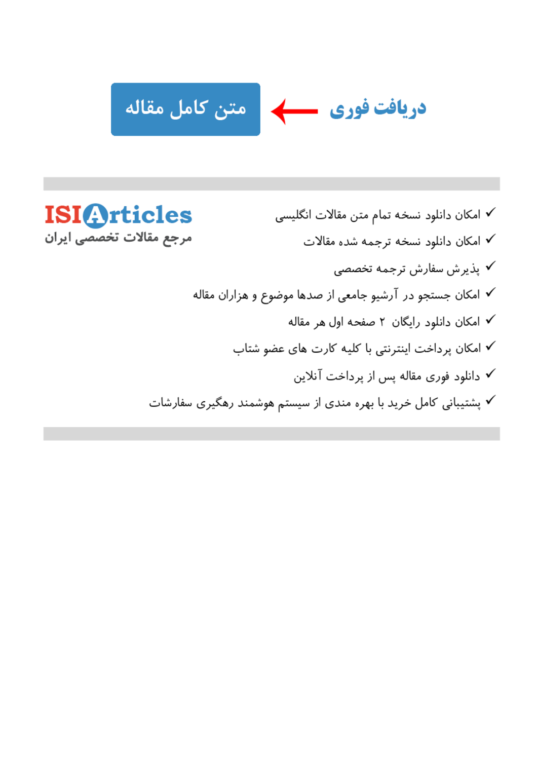دریافت فوری ← متن کامل مقاله

**ISIArticles**
مرجع مقالات تخصصی ایران

- ✓ امکان دانلود نسخه تمام متن مقالات انگلیسی
- ✓ امکان دانلود نسخه ترجمه شده مقالات
- ✓ پذیرش سفارش ترجمه تخصصی
- ✓ امکان جستجو در آرشیو جامعی از صدها موضوع و هزاران مقاله
- ✓ امکان دانلود رایگان ۲ صفحه اول هر مقاله
- ✓ امکان پرداخت اینترنتی با کلیه کارت های عضو شتاب
- ✓ دانلود فوری مقاله پس از پرداخت آنلاین
- ✓ پشتیبانی کامل خرید با بهره مندی از سیستم هوشمند رهگیری سفارشات